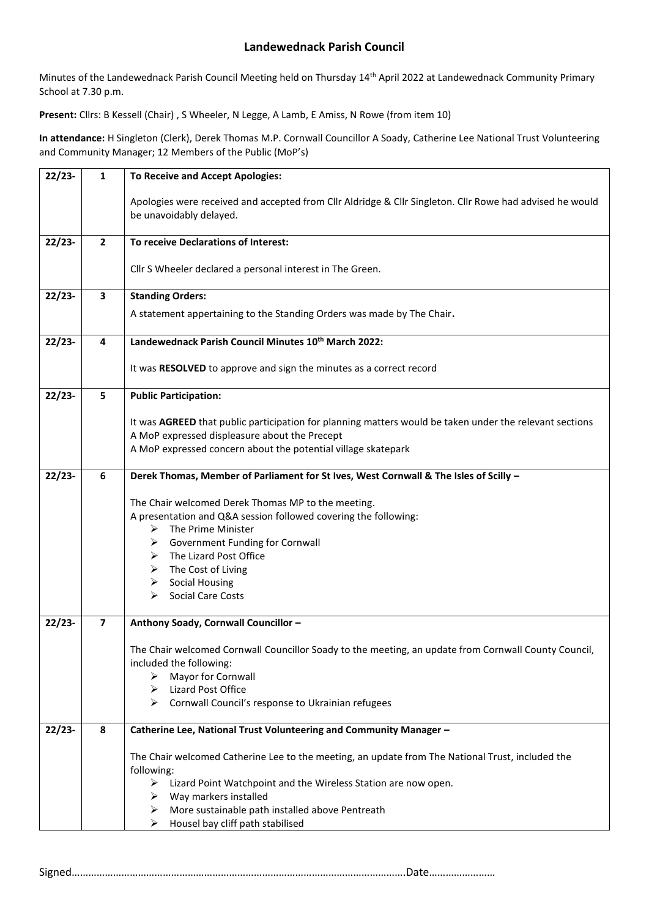# Landewednack Parish Council

Minutes of the Landewednack Parish Council Meeting held on Thursday 14th April 2022 at Landewednack Community Primary School at 7.30 p.m.

**Present:** Cllrs: B Kessell (Chair) , S Wheeler, N Legge, A Lamb, E Amiss, N Rowe (from item 10)

**In attendance:** H Singleton (Clerk), Derek Thomas M.P. Cornwall Councillor A Soady, Catherine Lee National Trust Volunteering and Community Manager; 12 Members of the Public (MoP's)

| | | |
|---|---|---|
| 22/23- | 1 | **To Receive and Accept Apologies:**<br><br>Apologies were received and accepted from Cllr Aldridge & Cllr Singleton. Cllr Rowe had advised he would be unavoidably delayed. |
| 22/23- | 2 | **To receive Declarations of Interest:**<br><br>Cllr S Wheeler declared a personal interest in The Green. |
| 22/23- | 3 | **Standing Orders:**<br><br>A statement appertaining to the Standing Orders was made by The Chair**.** |
| 22/23- | 4 | **Landewednack Parish Council Minutes 10th March 2022:**<br><br>It was **RESOLVED** to approve and sign the minutes as a correct record |
| 22/23- | 5 | **Public Participation:**<br><br>It was **AGREED** that public participation for planning matters would be taken under the relevant sections<br>A MoP expressed displeasure about the Precept<br>A MoP expressed concern about the potential village skatepark |
| 22/23- | 6 | **Derek Thomas, Member of Parliament for St Ives, West Cornwall & The Isles of Scilly –**<br><br>The Chair welcomed Derek Thomas MP to the meeting.<br>A presentation and Q&A session followed covering the following:<br>➢ The Prime Minister<br>➢ Government Funding for Cornwall<br>➢ The Lizard Post Office<br>➢ The Cost of Living<br>➢ Social Housing<br>➢ Social Care Costs |
| 22/23- | 7 | **Anthony Soady, Cornwall Councillor –**<br><br>The Chair welcomed Cornwall Councillor Soady to the meeting, an update from Cornwall County Council, included the following:<br>➢ Mayor for Cornwall<br>➢ Lizard Post Office<br>➢ Cornwall Council's response to Ukrainian refugees |
| 22/23- | 8 | **Catherine Lee, National Trust Volunteering and Community Manager –**<br><br>The Chair welcomed Catherine Lee to the meeting, an update from The National Trust, included the following:<br>➢ Lizard Point Watchpoint and the Wireless Station are now open.<br>➢ Way markers installed<br>➢ More sustainable path installed above Pentreath<br>➢ Housel bay cliff path stabilised |

Signed……………………………………………………………………………………………………….Date……………………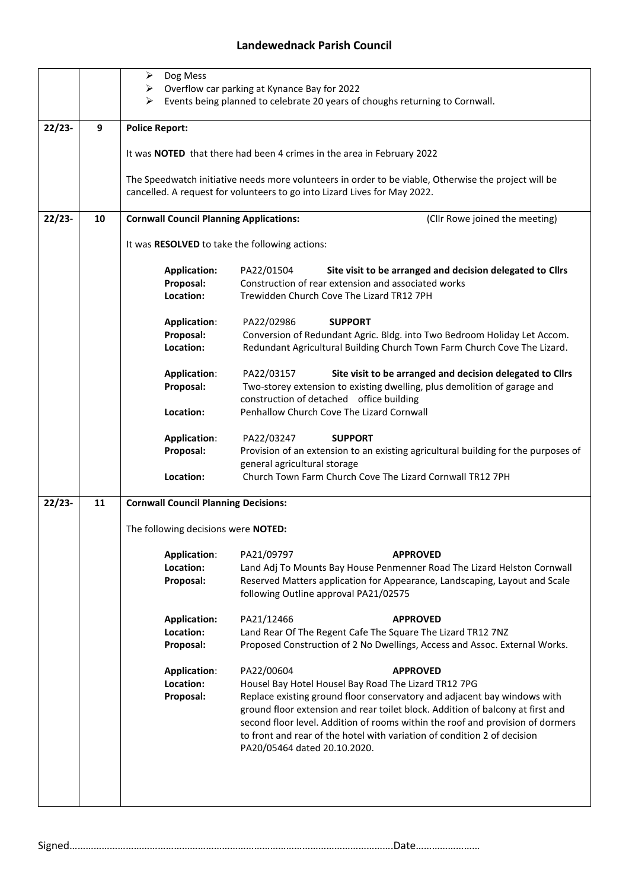## Landewednack Parish Council

| | | |
|---|---|---|
| | | ➢ Dog Mess<br>➢ Overflow car parking at Kynance Bay for 2022<br>➢ Events being planned to celebrate 20 years of choughs returning to Cornwall. |
| 22/23- | 9 | **Police Report:**<br><br>It was **NOTED** that there had been 4 crimes in the area in February 2022<br><br>The Speedwatch initiative needs more volunteers in order to be viable, Otherwise the project will be cancelled. A request for volunteers to go into Lizard Lives for May 2022. |
| 22/23- | 10 | **Cornwall Council Planning Applications:** (Cllr Rowe joined the meeting)<br><br>It was **RESOLVED** to take the following actions:<br><br>**Application:** PA22/01504 **Site visit to be arranged and decision delegated to Cllrs**<br>**Proposal:** Construction of rear extension and associated works<br>**Location:** Trewidden Church Cove The Lizard TR12 7PH<br><br>**Application**: PA22/02986 **SUPPORT**<br>**Proposal:** Conversion of Redundant Agric. Bldg. into Two Bedroom Holiday Let Accom.<br>**Location:** Redundant Agricultural Building Church Town Farm Church Cove The Lizard.<br><br>**Application**: PA22/03157 **Site visit to be arranged and decision delegated to Cllrs**<br>**Proposal:** Two-storey extension to existing dwelling, plus demolition of garage and construction of detached office building<br>**Location:** Penhallow Church Cove The Lizard Cornwall<br><br>**Application**: PA22/03247 **SUPPORT**<br>**Proposal:** Provision of an extension to an existing agricultural building for the purposes of general agricultural storage<br>**Location:** Church Town Farm Church Cove The Lizard Cornwall TR12 7PH |
| 22/23- | 11 | **Cornwall Council Planning Decisions:**<br><br>The following decisions were **NOTED:**<br><br>**Application**: PA21/09797 **APPROVED**<br>**Location:** Land Adj To Mounts Bay House Penmenner Road The Lizard Helston Cornwall<br>**Proposal:** Reserved Matters application for Appearance, Landscaping, Layout and Scale following Outline approval PA21/02575<br><br>**Application:** PA21/12466 **APPROVED**<br>**Location:** Land Rear Of The Regent Cafe The Square The Lizard TR12 7NZ<br>**Proposal:** Proposed Construction of 2 No Dwellings, Access and Assoc. External Works.<br><br>**Application**: PA22/00604 **APPROVED**<br>**Location:** Housel Bay Hotel Housel Bay Road The Lizard TR12 7PG<br>**Proposal:** Replace existing ground floor conservatory and adjacent bay windows with ground floor extension and rear toilet block. Addition of balcony at first and second floor level. Addition of rooms within the roof and provision of dormers to front and rear of the hotel with variation of condition 2 of decision PA20/05464 dated 20.10.2020. |

Signed……………………………………………………………………………………………………….Date……………………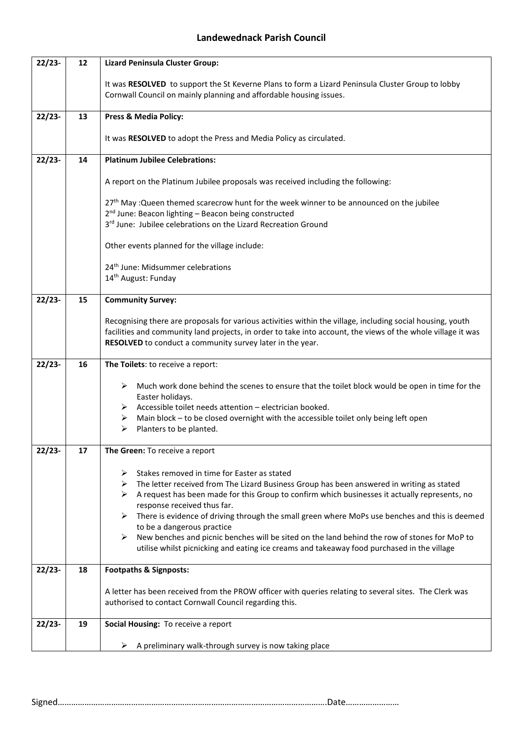## Landewednack Parish Council

| | | |
|---|---|---|
| 22/23- | 12 | **Lizard Peninsula Cluster Group:**<br><br>It was **RESOLVED** to support the St Keverne Plans to form a Lizard Peninsula Cluster Group to lobby Cornwall Council on mainly planning and affordable housing issues. |
| 22/23- | 13 | **Press & Media Policy:**<br><br>It was **RESOLVED** to adopt the Press and Media Policy as circulated. |
| 22/23- | 14 | **Platinum Jubilee Celebrations:**<br><br>A report on the Platinum Jubilee proposals was received including the following:<br><br>27th May :Queen themed scarecrow hunt for the week winner to be announced on the jubilee<br>2nd June: Beacon lighting – Beacon being constructed<br>3rd June: Jubilee celebrations on the Lizard Recreation Ground<br><br>Other events planned for the village include:<br><br>24th June: Midsummer celebrations<br>14th August: Funday |
| 22/23- | 15 | **Community Survey:**<br><br>Recognising there are proposals for various activities within the village, including social housing, youth facilities and community land projects, in order to take into account, the views of the whole village it was **RESOLVED** to conduct a community survey later in the year. |
| 22/23- | 16 | **The Toilets**: to receive a report:<br><br>➢ Much work done behind the scenes to ensure that the toilet block would be open in time for the Easter holidays.<br>➢ Accessible toilet needs attention – electrician booked.<br>➢ Main block – to be closed overnight with the accessible toilet only being left open<br>➢ Planters to be planted. |
| 22/23- | 17 | **The Green:** To receive a report<br><br>➢ Stakes removed in time for Easter as stated<br>➢ The letter received from The Lizard Business Group has been answered in writing as stated<br>➢ A request has been made for this Group to confirm which businesses it actually represents, no response received thus far.<br>➢ There is evidence of driving through the small green where MoPs use benches and this is deemed to be a dangerous practice<br>➢ New benches and picnic benches will be sited on the land behind the row of stones for MoP to utilise whilst picnicking and eating ice creams and takeaway food purchased in the village |
| 22/23- | 18 | **Footpaths & Signposts:**<br><br>A letter has been received from the PROW officer with queries relating to several sites. The Clerk was authorised to contact Cornwall Council regarding this. |
| 22/23- | 19 | **Social Housing:** To receive a report<br><br>➢ A preliminary walk-through survey is now taking place |

Signed…………………………………………………………………………………………………….Date……………………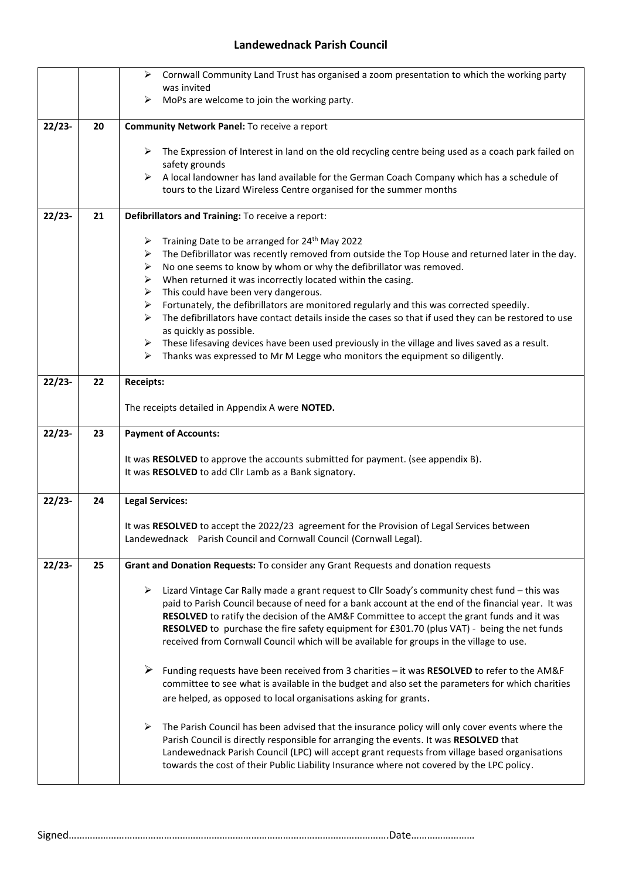**Landewednack Parish Council**

| | | |
|---|---|---|
| | | ➢ Cornwall Community Land Trust has organised a zoom presentation to which the working party was invited<br>➢ MoPs are welcome to join the working party. |
| **22/23-** | **20** | **Community Network Panel:** To receive a report<br><br>➢ The Expression of Interest in land on the old recycling centre being used as a coach park failed on safety grounds<br>➢ A local landowner has land available for the German Coach Company which has a schedule of tours to the Lizard Wireless Centre organised for the summer months |
| **22/23-** | **21** | **Defibrillators and Training:** To receive a report:<br><br>➢ Training Date to be arranged for 24th May 2022<br>➢ The Defibrillator was recently removed from outside the Top House and returned later in the day.<br>➢ No one seems to know by whom or why the defibrillator was removed.<br>➢ When returned it was incorrectly located within the casing.<br>➢ This could have been very dangerous.<br>➢ Fortunately, the defibrillators are monitored regularly and this was corrected speedily.<br>➢ The defibrillators have contact details inside the cases so that if used they can be restored to use as quickly as possible.<br>➢ These lifesaving devices have been used previously in the village and lives saved as a result.<br>➢ Thanks was expressed to Mr M Legge who monitors the equipment so diligently. |
| **22/23-** | **22** | **Receipts:**<br><br>The receipts detailed in Appendix A were **NOTED.** |
| **22/23-** | **23** | **Payment of Accounts:**<br><br>It was **RESOLVED** to approve the accounts submitted for payment. (see appendix B).<br>It was **RESOLVED** to add Cllr Lamb as a Bank signatory. |
| **22/23-** | **24** | **Legal Services:**<br><br>It was **RESOLVED** to accept the 2022/23 agreement for the Provision of Legal Services between Landewednack Parish Council and Cornwall Council (Cornwall Legal). |
| **22/23-** | **25** | **Grant and Donation Requests:** To consider any Grant Requests and donation requests<br><br>➢ Lizard Vintage Car Rally made a grant request to Cllr Soady's community chest fund – this was paid to Parish Council because of need for a bank account at the end of the financial year. It was **RESOLVED** to ratify the decision of the AM&F Committee to accept the grant funds and it was **RESOLVED** to purchase the fire safety equipment for £301.70 (plus VAT) - being the net funds received from Cornwall Council which will be available for groups in the village to use.<br><br>➢ Funding requests have been received from 3 charities – it was **RESOLVED** to refer to the AM&F committee to see what is available in the budget and also set the parameters for which charities are helped, as opposed to local organisations asking for grants.<br><br>➢ The Parish Council has been advised that the insurance policy will only cover events where the Parish Council is directly responsible for arranging the events. It was **RESOLVED** that Landewednack Parish Council (LPC) will accept grant requests from village based organisations towards the cost of their Public Liability Insurance where not covered by the LPC policy. |

Signed………………………………………………………………………………………………………….Date……………………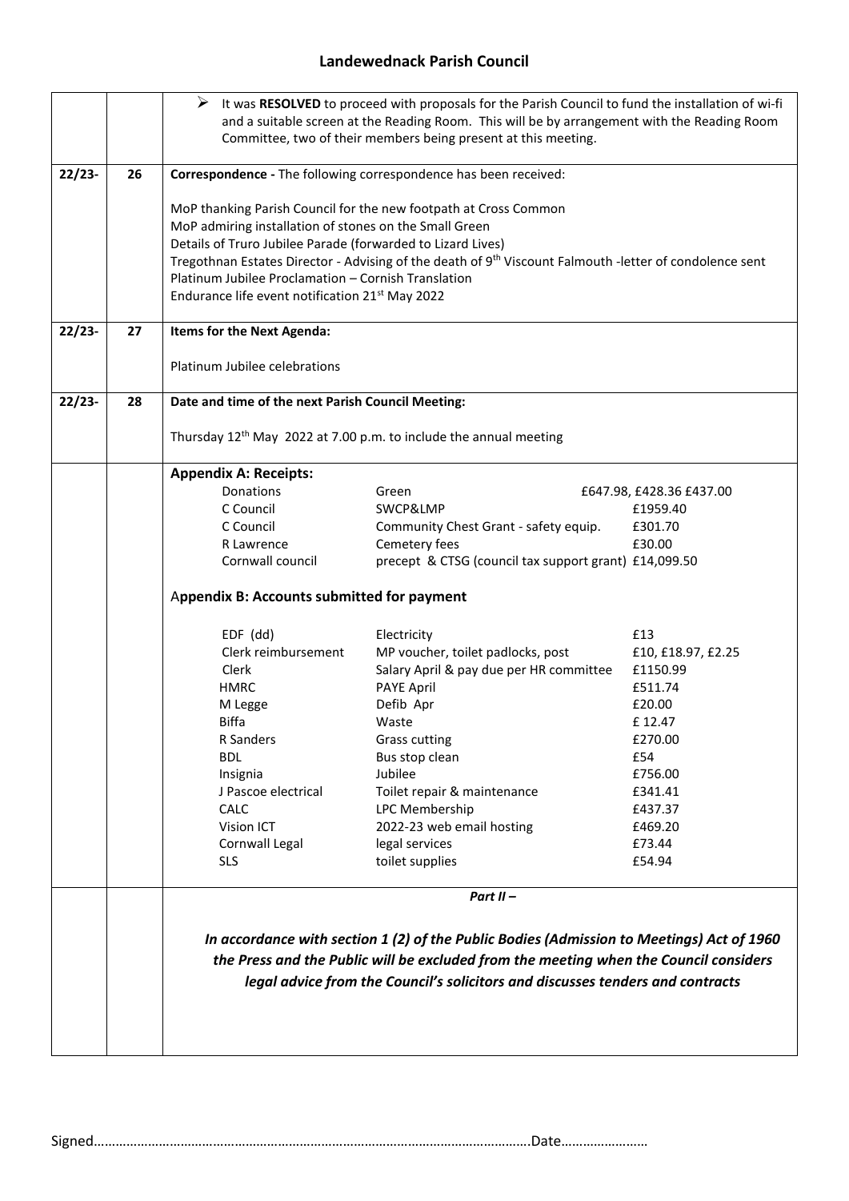# Landewednack Parish Council

| | | |
|---|---|---|
| | | ➢ It was **RESOLVED** to proceed with proposals for the Parish Council to fund the installation of wi-fi and a suitable screen at the Reading Room. This will be by arrangement with the Reading Room Committee, two of their members being present at this meeting. |
| **22/23-** | **26** | **Correspondence -** The following correspondence has been received:<br><br>MoP thanking Parish Council for the new footpath at Cross Common<br>MoP admiring installation of stones on the Small Green<br>Details of Truro Jubilee Parade (forwarded to Lizard Lives)<br>Tregothnan Estates Director - Advising of the death of 9th Viscount Falmouth -letter of condolence sent<br>Platinum Jubilee Proclamation – Cornish Translation<br>Endurance life event notification 21st May 2022 |
| **22/23-** | **27** | **Items for the Next Agenda:**<br><br>Platinum Jubilee celebrations |
| **22/23-** | **28** | **Date and time of the next Parish Council Meeting:**<br><br>Thursday 12th May 2022 at 7.00 p.m. to include the annual meeting |

**Appendix A: Receipts:**

| | | |
|---|---|---|
| Donations | Green | £647.98, £428.36 £437.00 |
| C Council | SWCP&LMP | £1959.40 |
| C Council | Community Chest Grant - safety equip. | £301.70 |
| R Lawrence | Cemetery fees | £30.00 |
| Cornwall council | precept & CTSG (council tax support grant) | £14,099.50 |

**Appendix B: Accounts submitted for payment**

| | | |
|---|---|---|
| EDF (dd) | Electricity | £13 |
| Clerk reimbursement | MP voucher, toilet padlocks, post | £10, £18.97, £2.25 |
| Clerk | Salary April & pay due per HR committee | £1150.99 |
| HMRC | PAYE April | £511.74 |
| M Legge | Defib Apr | £20.00 |
| Biffa | Waste | £ 12.47 |
| R Sanders | Grass cutting | £270.00 |
| BDL | Bus stop clean | £54 |
| Insignia | Jubilee | £756.00 |
| J Pascoe electrical | Toilet repair & maintenance | £341.41 |
| CALC | LPC Membership | £437.37 |
| Vision ICT | 2022-23 web email hosting | £469.20 |
| Cornwall Legal | legal services | £73.44 |
| SLS | toilet supplies | £54.94 |

***Part II –***

***In accordance with section 1 (2) of the Public Bodies (Admission to Meetings) Act of 1960 the Press and the Public will be excluded from the meeting when the Council considers legal advice from the Council's solicitors and discusses tenders and contracts***

Signed…………………………………………………………………………………………………….Date……………………